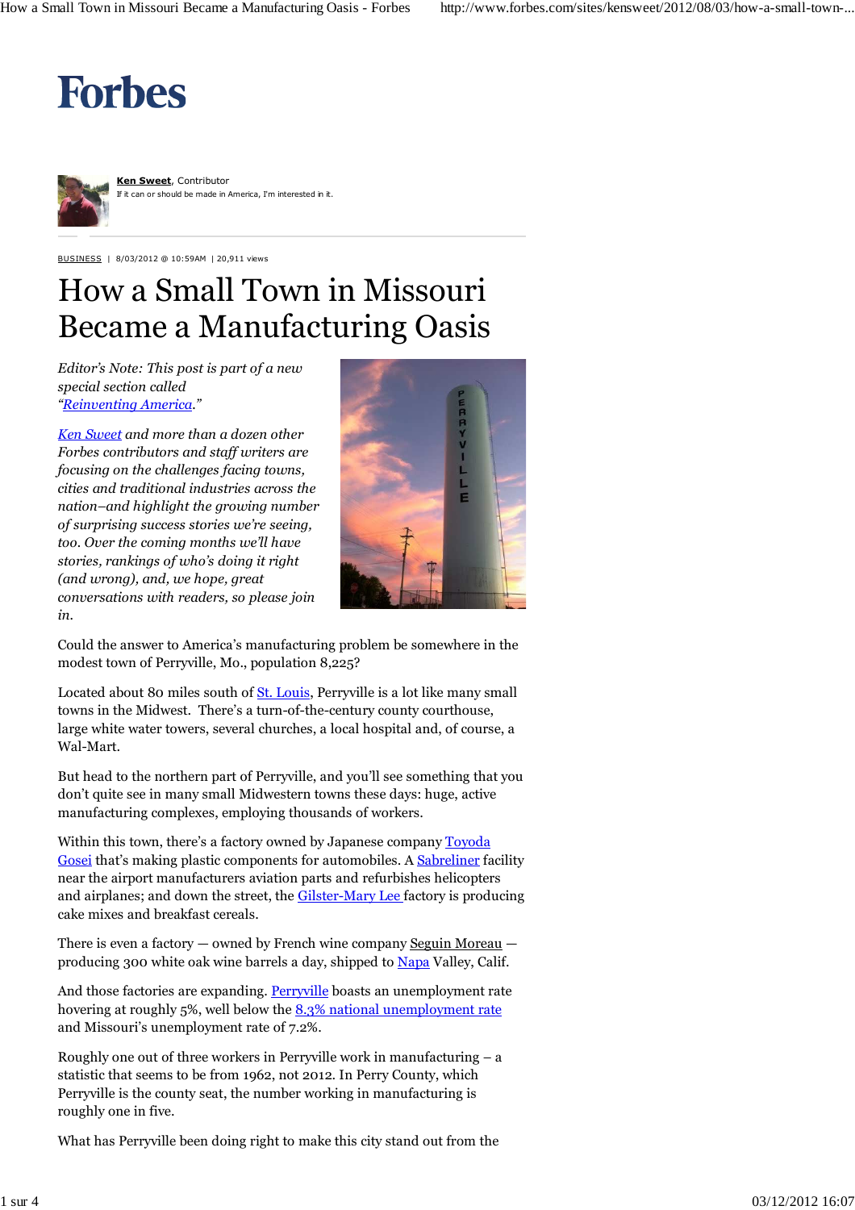# Forbes

**Ken Sweet**, Contributor
If it can or should be made in America, I'm interested in it.

BUSINESS | 8/03/2012 @ 10:59AM | 20,911 views

# How a Small Town in Missouri Became a Manufacturing Oasis

*Editor's Note: This post is part of a new special section called "Reinventing America."*

*Ken Sweet and more than a dozen other Forbes contributors and staff writers are focusing on the challenges facing towns, cities and traditional industries across the nation–and highlight the growing number of surprising success stories we're seeing, too. Over the coming months we'll have stories, rankings of who's doing it right (and wrong), and, we hope, great conversations with readers, so please join in.*

Could the answer to America's manufacturing problem be somewhere in the modest town of Perryville, Mo., population 8,225?

Located about 80 miles south of St. Louis, Perryville is a lot like many small towns in the Midwest. There's a turn-of-the-century county courthouse, large white water towers, several churches, a local hospital and, of course, a Wal-Mart.

But head to the northern part of Perryville, and you'll see something that you don't quite see in many small Midwestern towns these days: huge, active manufacturing complexes, employing thousands of workers.

Within this town, there's a factory owned by Japanese company Toyoda Gosei that's making plastic components for automobiles. A Sabreliner facility near the airport manufacturers aviation parts and refurbishes helicopters and airplanes; and down the street, the Gilster-Mary Lee factory is producing cake mixes and breakfast cereals.

There is even a factory — owned by French wine company Seguin Moreau — producing 300 white oak wine barrels a day, shipped to Napa Valley, Calif.

And those factories are expanding. Perryville boasts an unemployment rate hovering at roughly 5%, well below the 8.3% national unemployment rate and Missouri's unemployment rate of 7.2%.

Roughly one out of three workers in Perryville work in manufacturing – a statistic that seems to be from 1962, not 2012. In Perry County, which Perryville is the county seat, the number working in manufacturing is roughly one in five.

What has Perryville been doing right to make this city stand out from the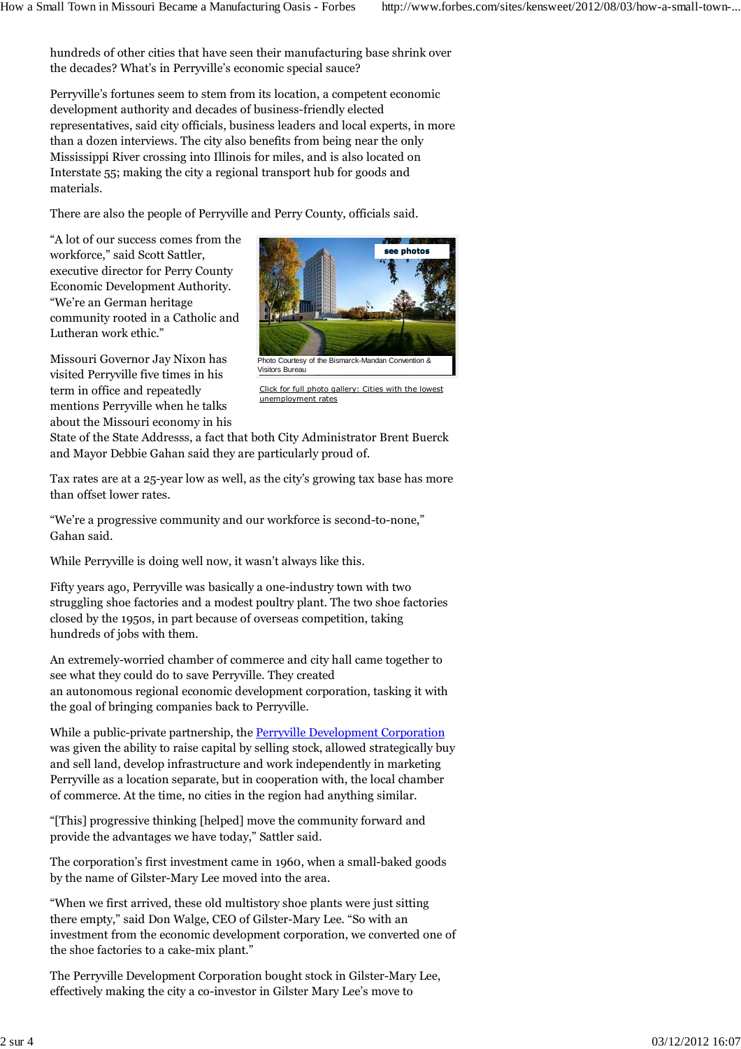hundreds of other cities that have seen their manufacturing base shrink over the decades? What's in Perryville's economic special sauce?

Perryville's fortunes seem to stem from its location, a competent economic development authority and decades of business-friendly elected representatives, said city officials, business leaders and local experts, in more than a dozen interviews. The city also benefits from being near the only Mississippi River crossing into Illinois for miles, and is also located on Interstate 55; making the city a regional transport hub for goods and materials.

There are also the people of Perryville and Perry County, officials said.

"A lot of our success comes from the workforce," said Scott Sattler, executive director for Perry County Economic Development Authority. "We're an German heritage community rooted in a Catholic and Lutheran work ethic."

see photos

Photo Courtesy of the Bismarck-Mandan Convention & Visitors Bureau

Click for full photo gallery: Cities with the lowest unemployment rates

Missouri Governor Jay Nixon has visited Perryville five times in his term in office and repeatedly mentions Perryville when he talks about the Missouri economy in his State of the State Addresss, a fact that both City Administrator Brent Buerck and Mayor Debbie Gahan said they are particularly proud of.

Tax rates are at a 25-year low as well, as the city's growing tax base has more than offset lower rates.

"We're a progressive community and our workforce is second-to-none," Gahan said.

While Perryville is doing well now, it wasn't always like this.

Fifty years ago, Perryville was basically a one-industry town with two struggling shoe factories and a modest poultry plant. The two shoe factories closed by the 1950s, in part because of overseas competition, taking hundreds of jobs with them.

An extremely-worried chamber of commerce and city hall came together to see what they could do to save Perryville. They created an autonomous regional economic development corporation, tasking it with the goal of bringing companies back to Perryville.

While a public-private partnership, the Perryville Development Corporation was given the ability to raise capital by selling stock, allowed strategically buy and sell land, develop infrastructure and work independently in marketing Perryville as a location separate, but in cooperation with, the local chamber of commerce. At the time, no cities in the region had anything similar.

"[This] progressive thinking [helped] move the community forward and provide the advantages we have today," Sattler said.

The corporation's first investment came in 1960, when a small-baked goods by the name of Gilster-Mary Lee moved into the area.

"When we first arrived, these old multistory shoe plants were just sitting there empty," said Don Walge, CEO of Gilster-Mary Lee. "So with an investment from the economic development corporation, we converted one of the shoe factories to a cake-mix plant."

The Perryville Development Corporation bought stock in Gilster-Mary Lee, effectively making the city a co-investor in Gilster Mary Lee's move to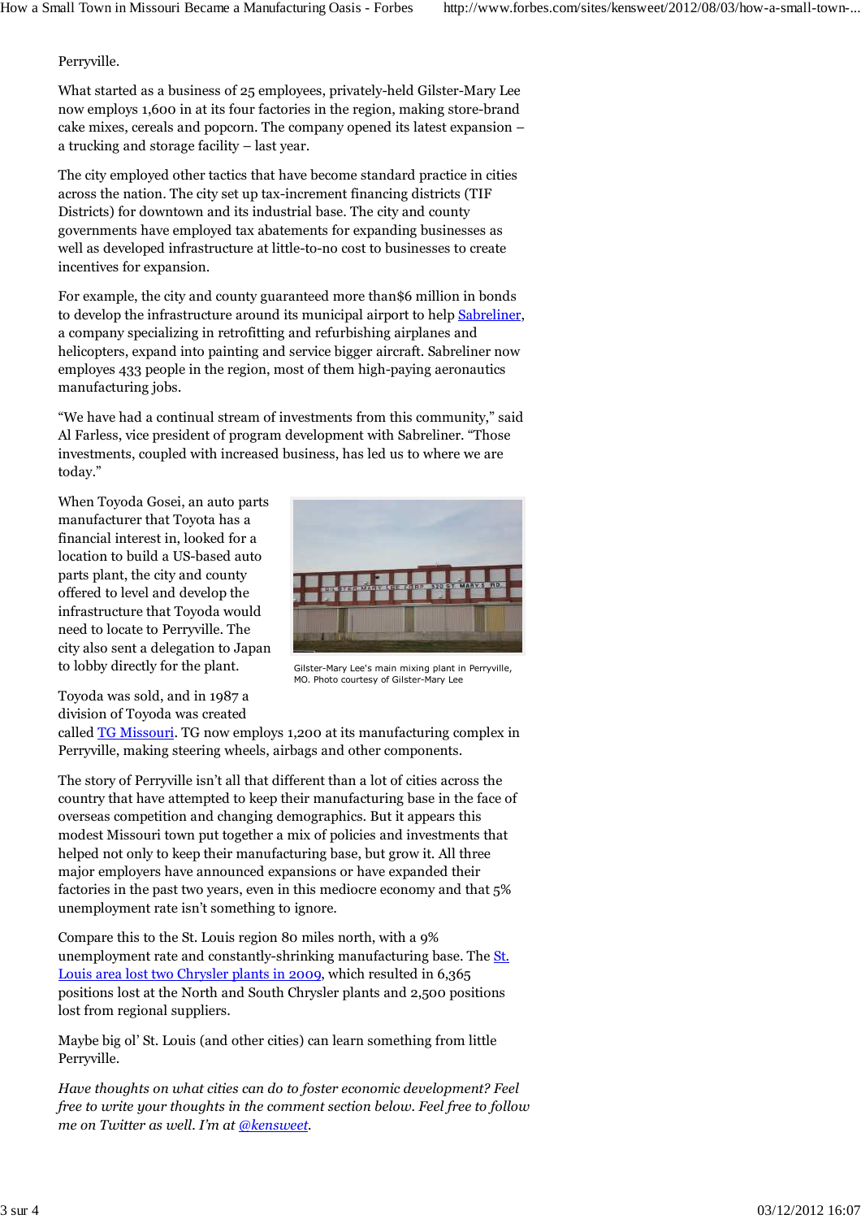Perryville.

What started as a business of 25 employees, privately-held Gilster-Mary Lee now employs 1,600 in at its four factories in the region, making store-brand cake mixes, cereals and popcorn. The company opened its latest expansion – a trucking and storage facility – last year.

The city employed other tactics that have become standard practice in cities across the nation. The city set up tax-increment financing districts (TIF Districts) for downtown and its industrial base. The city and county governments have employed tax abatements for expanding businesses as well as developed infrastructure at little-to-no cost to businesses to create incentives for expansion.

For example, the city and county guaranteed more than$6 million in bonds to develop the infrastructure around its municipal airport to help Sabreliner, a company specializing in retrofitting and refurbishing airplanes and helicopters, expand into painting and service bigger aircraft. Sabreliner now employs 433 people in the region, most of them high-paying aeronautics manufacturing jobs.

"We have had a continual stream of investments from this community," said Al Farless, vice president of program development with Sabreliner. "Those investments, coupled with increased business, has led us to where we are today."

When Toyoda Gosei, an auto parts manufacturer that Toyota has a financial interest in, looked for a location to build a US-based auto parts plant, the city and county offered to level and develop the infrastructure that Toyoda would need to locate to Perryville. The city also sent a delegation to Japan to lobby directly for the plant.

Gilster-Mary Lee's main mixing plant in Perryville, MO. Photo courtesy of Gilster-Mary Lee

Toyoda was sold, and in 1987 a division of Toyoda was created called TG Missouri. TG now employs 1,200 at its manufacturing complex in Perryville, making steering wheels, airbags and other components.

The story of Perryville isn't all that different than a lot of cities across the country that have attempted to keep their manufacturing base in the face of overseas competition and changing demographics. But it appears this modest Missouri town put together a mix of policies and investments that helped not only to keep their manufacturing base, but grow it. All three major employers have announced expansions or have expanded their factories in the past two years, even in this mediocre economy and that 5% unemployment rate isn't something to ignore.

Compare this to the St. Louis region 80 miles north, with a 9% unemployment rate and constantly-shrinking manufacturing base. The St. Louis area lost two Chrysler plants in 2009, which resulted in 6,365 positions lost at the North and South Chrysler plants and 2,500 positions lost from regional suppliers.

Maybe big ol' St. Louis (and other cities) can learn something from little Perryville.

*Have thoughts on what cities can do to foster economic development? Feel free to write your thoughts in the comment section below. Feel free to follow me on Twitter as well. I'm at @kensweet.*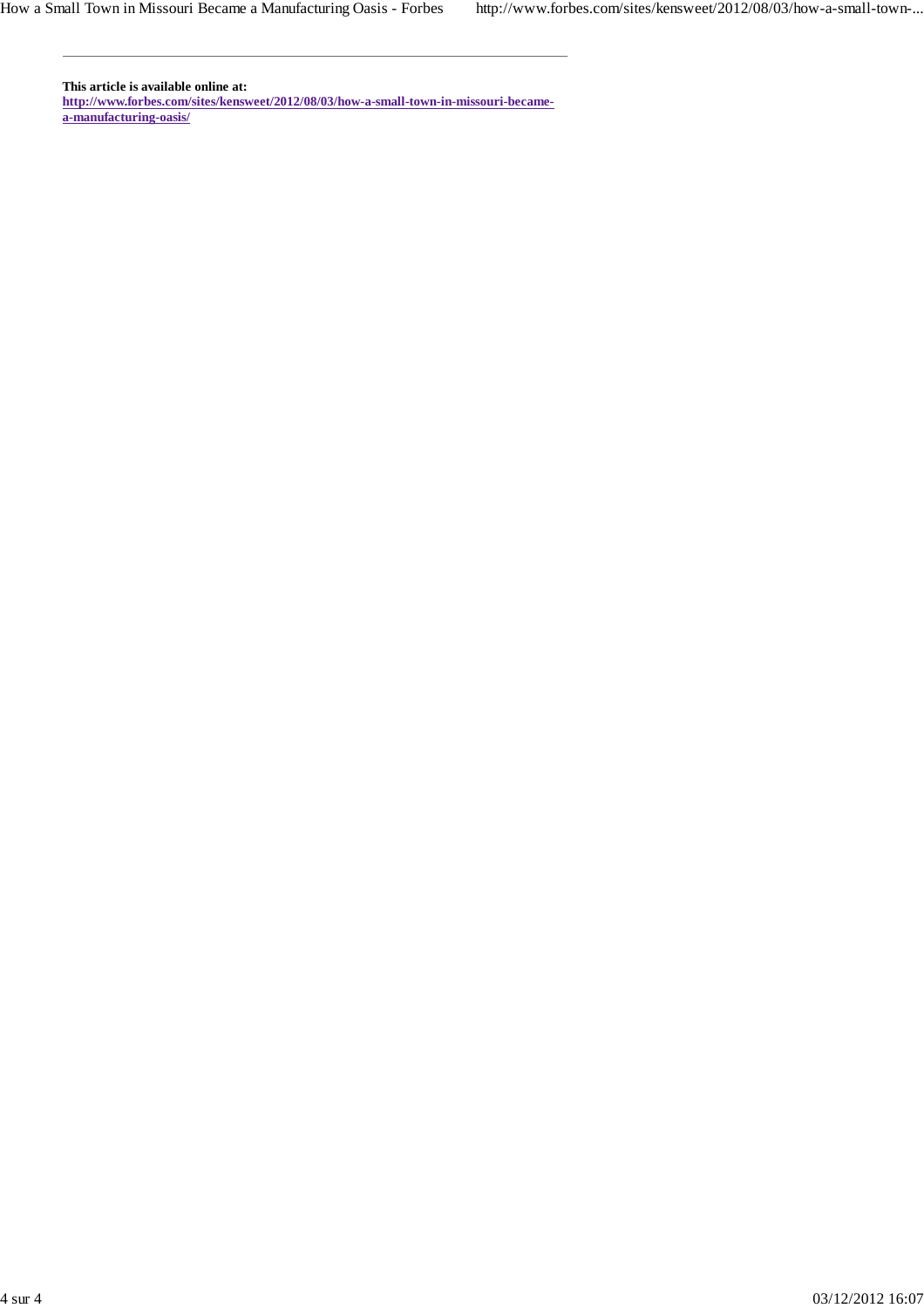---

**This article is available online at:**
**http://www.forbes.com/sites/kensweet/2012/08/03/how-a-small-town-in-missouri-became-a-manufacturing-oasis/**